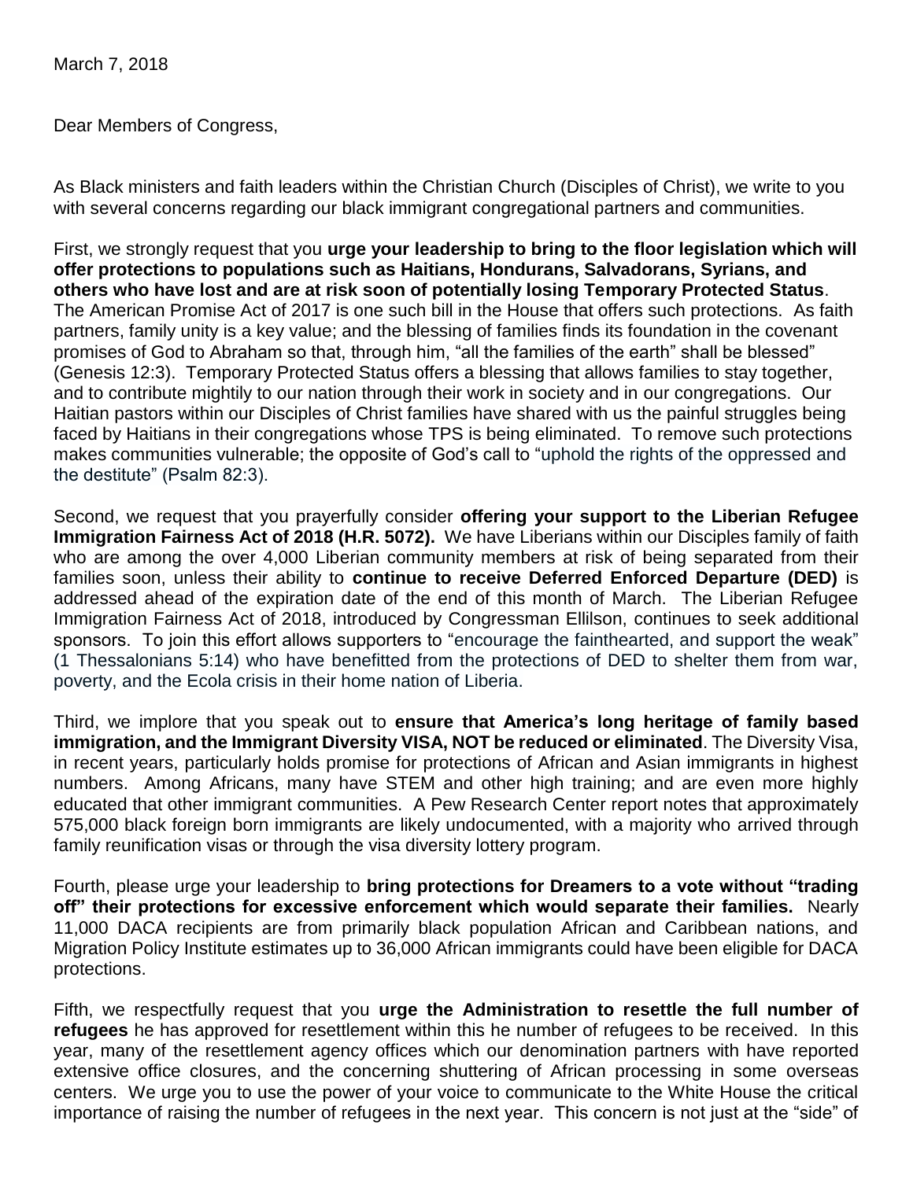March 7, 2018

Dear Members of Congress,

As Black ministers and faith leaders within the Christian Church (Disciples of Christ), we write to you with several concerns regarding our black immigrant congregational partners and communities.

First, we strongly request that you **urge your leadership to bring to the floor legislation which will offer protections to populations such as Haitians, Hondurans, Salvadorans, Syrians, and others who have lost and are at risk soon of potentially losing Temporary Protected Status**. The American Promise Act of 2017 is one such bill in the House that offers such protections. As faith partners, family unity is a key value; and the blessing of families finds its foundation in the covenant promises of God to Abraham so that, through him, "all the families of the earth" shall be blessed" (Genesis 12:3). Temporary Protected Status offers a blessing that allows families to stay together, and to contribute mightily to our nation through their work in society and in our congregations. Our Haitian pastors within our Disciples of Christ families have shared with us the painful struggles being faced by Haitians in their congregations whose TPS is being eliminated. To remove such protections makes communities vulnerable; the opposite of God's call to "uphold the rights of the oppressed and the destitute" (Psalm 82:3).

Second, we request that you prayerfully consider **offering your support to the Liberian Refugee Immigration Fairness Act of 2018 (H.R. 5072).** We have Liberians within our Disciples family of faith who are among the over 4,000 Liberian community members at risk of being separated from their families soon, unless their ability to **continue to receive Deferred Enforced Departure (DED)** is addressed ahead of the expiration date of the end of this month of March. The Liberian Refugee Immigration Fairness Act of 2018, introduced by Congressman Ellilson, continues to seek additional sponsors. To join this effort allows supporters to "encourage the fainthearted, and support the weak" (1 Thessalonians 5:14) who have benefitted from the protections of DED to shelter them from war, poverty, and the Ecola crisis in their home nation of Liberia.

Third, we implore that you speak out to **ensure that America's long heritage of family based immigration, and the Immigrant Diversity VISA, NOT be reduced or eliminated**. The Diversity Visa, in recent years, particularly holds promise for protections of African and Asian immigrants in highest numbers. Among Africans, many have STEM and other high training; and are even more highly educated that other immigrant communities. A Pew Research Center report notes that approximately 575,000 black foreign born immigrants are likely undocumented, with a majority who arrived through family reunification visas or through the visa diversity lottery program.

Fourth, please urge your leadership to **bring protections for Dreamers to a vote without "trading off" their protections for excessive enforcement which would separate their families.** Nearly 11,000 DACA recipients are from primarily black population African and Caribbean nations, and Migration Policy Institute estimates up to 36,000 African immigrants could have been eligible for DACA protections.

Fifth, we respectfully request that you **urge the Administration to resettle the full number of refugees** he has approved for resettlement within this he number of refugees to be received. In this year, many of the resettlement agency offices which our denomination partners with have reported extensive office closures, and the concerning shuttering of African processing in some overseas centers. We urge you to use the power of your voice to communicate to the White House the critical importance of raising the number of refugees in the next year. This concern is not just at the "side" of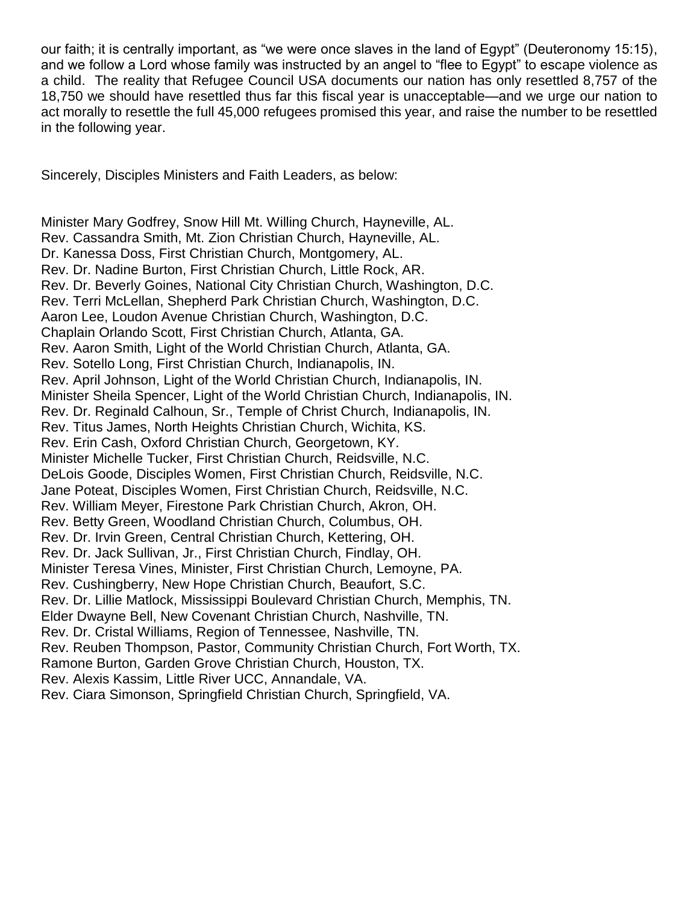our faith; it is centrally important, as "we were once slaves in the land of Egypt" (Deuteronomy 15:15), and we follow a Lord whose family was instructed by an angel to "flee to Egypt" to escape violence as a child. The reality that Refugee Council USA documents our nation has only resettled 8,757 of the 18,750 we should have resettled thus far this fiscal year is unacceptable—and we urge our nation to act morally to resettle the full 45,000 refugees promised this year, and raise the number to be resettled in the following year.

Sincerely, Disciples Ministers and Faith Leaders, as below:

Minister Mary Godfrey, Snow Hill Mt. Willing Church, Hayneville, AL.
Rev. Cassandra Smith, Mt. Zion Christian Church, Hayneville, AL.
Dr. Kanessa Doss, First Christian Church, Montgomery, AL.
Rev. Dr. Nadine Burton, First Christian Church, Little Rock, AR.
Rev. Dr. Beverly Goines, National City Christian Church, Washington, D.C.
Rev. Terri McLellan, Shepherd Park Christian Church, Washington, D.C.
Aaron Lee, Loudon Avenue Christian Church, Washington, D.C.
Chaplain Orlando Scott, First Christian Church, Atlanta, GA.
Rev. Aaron Smith, Light of the World Christian Church, Atlanta, GA.
Rev. Sotello Long, First Christian Church, Indianapolis, IN.
Rev. April Johnson, Light of the World Christian Church, Indianapolis, IN.
Minister Sheila Spencer, Light of the World Christian Church, Indianapolis, IN.
Rev. Dr. Reginald Calhoun, Sr., Temple of Christ Church, Indianapolis, IN.
Rev. Titus James, North Heights Christian Church, Wichita, KS.
Rev. Erin Cash, Oxford Christian Church, Georgetown, KY.
Minister Michelle Tucker, First Christian Church, Reidsville, N.C.
DeLois Goode, Disciples Women, First Christian Church, Reidsville, N.C.
Jane Poteat, Disciples Women, First Christian Church, Reidsville, N.C.
Rev. William Meyer, Firestone Park Christian Church, Akron, OH.
Rev. Betty Green, Woodland Christian Church, Columbus, OH.
Rev. Dr. Irvin Green, Central Christian Church, Kettering, OH.
Rev. Dr. Jack Sullivan, Jr., First Christian Church, Findlay, OH.
Minister Teresa Vines, Minister, First Christian Church, Lemoyne, PA.
Rev. Cushingberry, New Hope Christian Church, Beaufort, S.C.
Rev. Dr. Lillie Matlock, Mississippi Boulevard Christian Church, Memphis, TN.
Elder Dwayne Bell, New Covenant Christian Church, Nashville, TN.
Rev. Dr. Cristal Williams, Region of Tennessee, Nashville, TN.
Rev. Reuben Thompson, Pastor, Community Christian Church, Fort Worth, TX.
Ramone Burton, Garden Grove Christian Church, Houston, TX.
Rev. Alexis Kassim, Little River UCC, Annandale, VA.
Rev. Ciara Simonson, Springfield Christian Church, Springfield, VA.